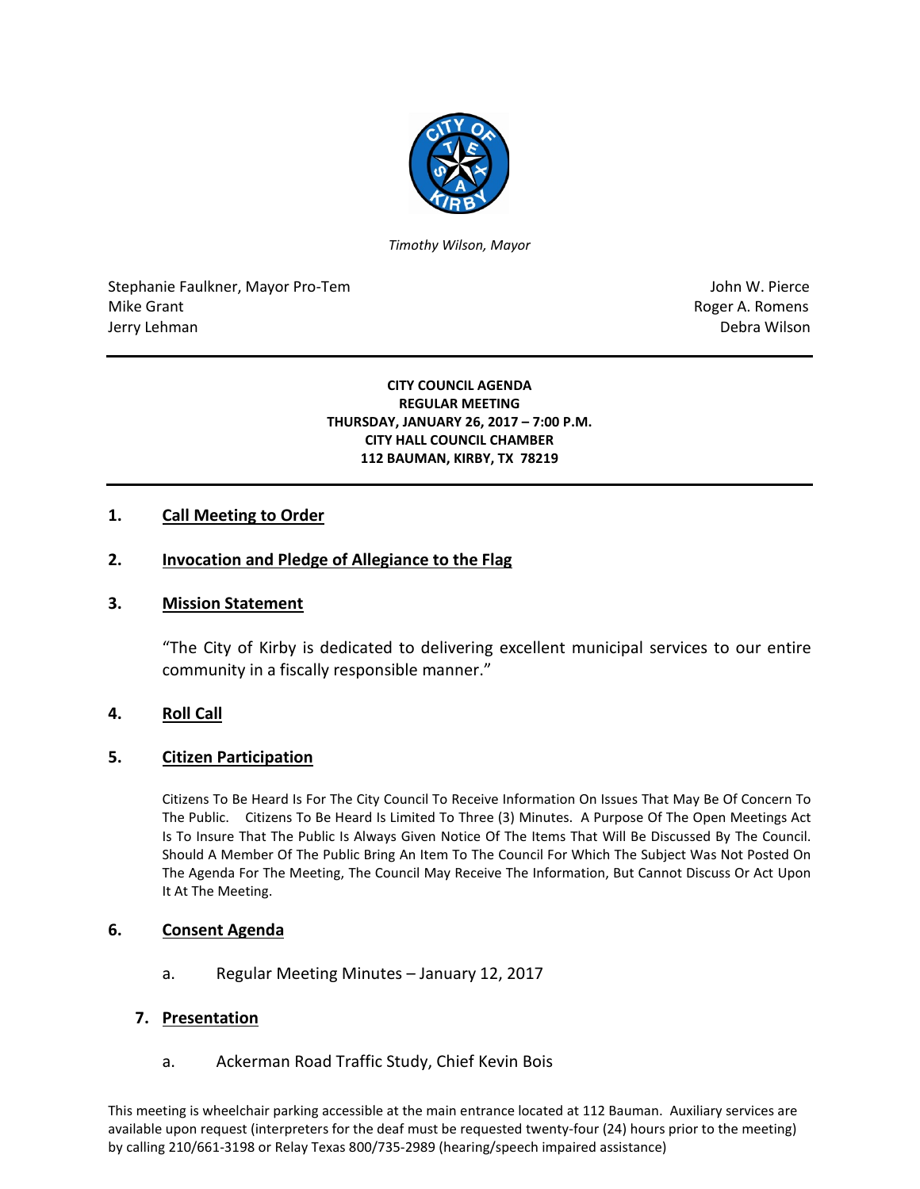*Timothy Wilson, Mayor*

Stephanie Faulkner, Mayor Pro-Tem
Mike Grant
Jerry Lehman

John W. Pierce
Roger A. Romens
Debra Wilson

**CITY COUNCIL AGENDA**
**REGULAR MEETING**
**THURSDAY, JANUARY 26, 2017 – 7:00 P.M.**
**CITY HALL COUNCIL CHAMBER**
**112 BAUMAN, KIRBY, TX 78219**

## 1. Call Meeting to Order

## 2. Invocation and Pledge of Allegiance to the Flag

## 3. Mission Statement

"The City of Kirby is dedicated to delivering excellent municipal services to our entire community in a fiscally responsible manner."

## 4. Roll Call

## 5. Citizen Participation

Citizens To Be Heard Is For The City Council To Receive Information On Issues That May Be Of Concern To The Public. Citizens To Be Heard Is Limited To Three (3) Minutes. A Purpose Of The Open Meetings Act Is To Insure That The Public Is Always Given Notice Of The Items That Will Be Discussed By The Council. Should A Member Of The Public Bring An Item To The Council For Which The Subject Was Not Posted On The Agenda For The Meeting, The Council May Receive The Information, But Cannot Discuss Or Act Upon It At The Meeting.

## 6. Consent Agenda

a. Regular Meeting Minutes – January 12, 2017

## 7. Presentation

a. Ackerman Road Traffic Study, Chief Kevin Bois

This meeting is wheelchair parking accessible at the main entrance located at 112 Bauman. Auxiliary services are available upon request (interpreters for the deaf must be requested twenty-four (24) hours prior to the meeting) by calling 210/661-3198 or Relay Texas 800/735-2989 (hearing/speech impaired assistance)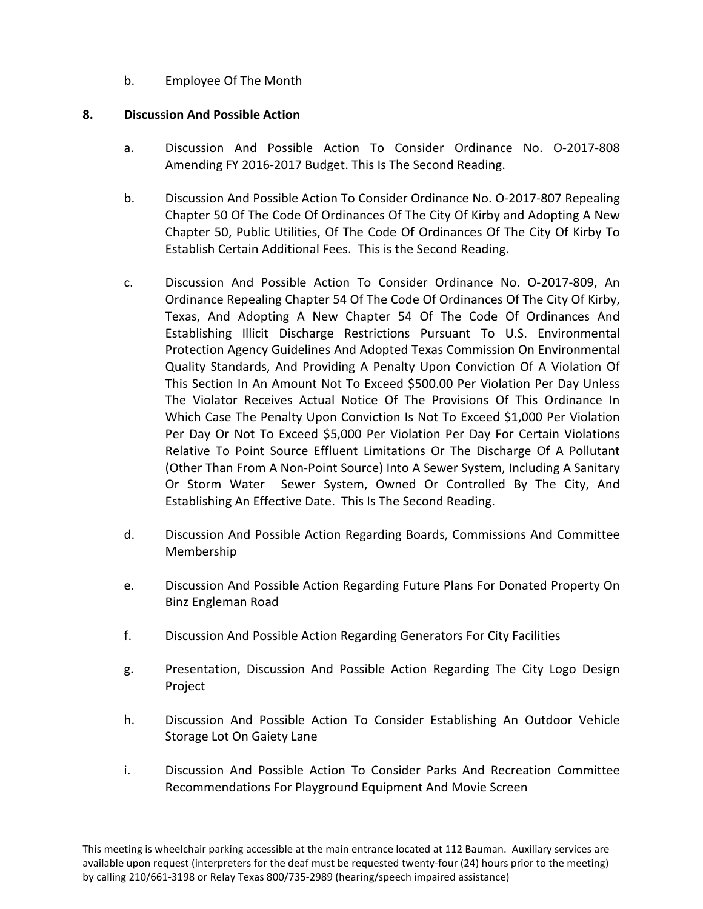b. Employee Of The Month

**8. Discussion And Possible Action**

a. Discussion And Possible Action To Consider Ordinance No. O-2017-808 Amending FY 2016-2017 Budget. This Is The Second Reading.

b. Discussion And Possible Action To Consider Ordinance No. O-2017-807 Repealing Chapter 50 Of The Code Of Ordinances Of The City Of Kirby and Adopting A New Chapter 50, Public Utilities, Of The Code Of Ordinances Of The City Of Kirby To Establish Certain Additional Fees. This is the Second Reading.

c. Discussion And Possible Action To Consider Ordinance No. O-2017-809, An Ordinance Repealing Chapter 54 Of The Code Of Ordinances Of The City Of Kirby, Texas, And Adopting A New Chapter 54 Of The Code Of Ordinances And Establishing Illicit Discharge Restrictions Pursuant To U.S. Environmental Protection Agency Guidelines And Adopted Texas Commission On Environmental Quality Standards, And Providing A Penalty Upon Conviction Of A Violation Of This Section In An Amount Not To Exceed $500.00 Per Violation Per Day Unless The Violator Receives Actual Notice Of The Provisions Of This Ordinance In Which Case The Penalty Upon Conviction Is Not To Exceed $1,000 Per Violation Per Day Or Not To Exceed $5,000 Per Violation Per Day For Certain Violations Relative To Point Source Effluent Limitations Or The Discharge Of A Pollutant (Other Than From A Non-Point Source) Into A Sewer System, Including A Sanitary Or Storm Water Sewer System, Owned Or Controlled By The City, And Establishing An Effective Date. This Is The Second Reading.

d. Discussion And Possible Action Regarding Boards, Commissions And Committee Membership

e. Discussion And Possible Action Regarding Future Plans For Donated Property On Binz Engleman Road

f. Discussion And Possible Action Regarding Generators For City Facilities

g. Presentation, Discussion And Possible Action Regarding The City Logo Design Project

h. Discussion And Possible Action To Consider Establishing An Outdoor Vehicle Storage Lot On Gaiety Lane

i. Discussion And Possible Action To Consider Parks And Recreation Committee Recommendations For Playground Equipment And Movie Screen

This meeting is wheelchair parking accessible at the main entrance located at 112 Bauman. Auxiliary services are available upon request (interpreters for the deaf must be requested twenty-four (24) hours prior to the meeting) by calling 210/661-3198 or Relay Texas 800/735-2989 (hearing/speech impaired assistance)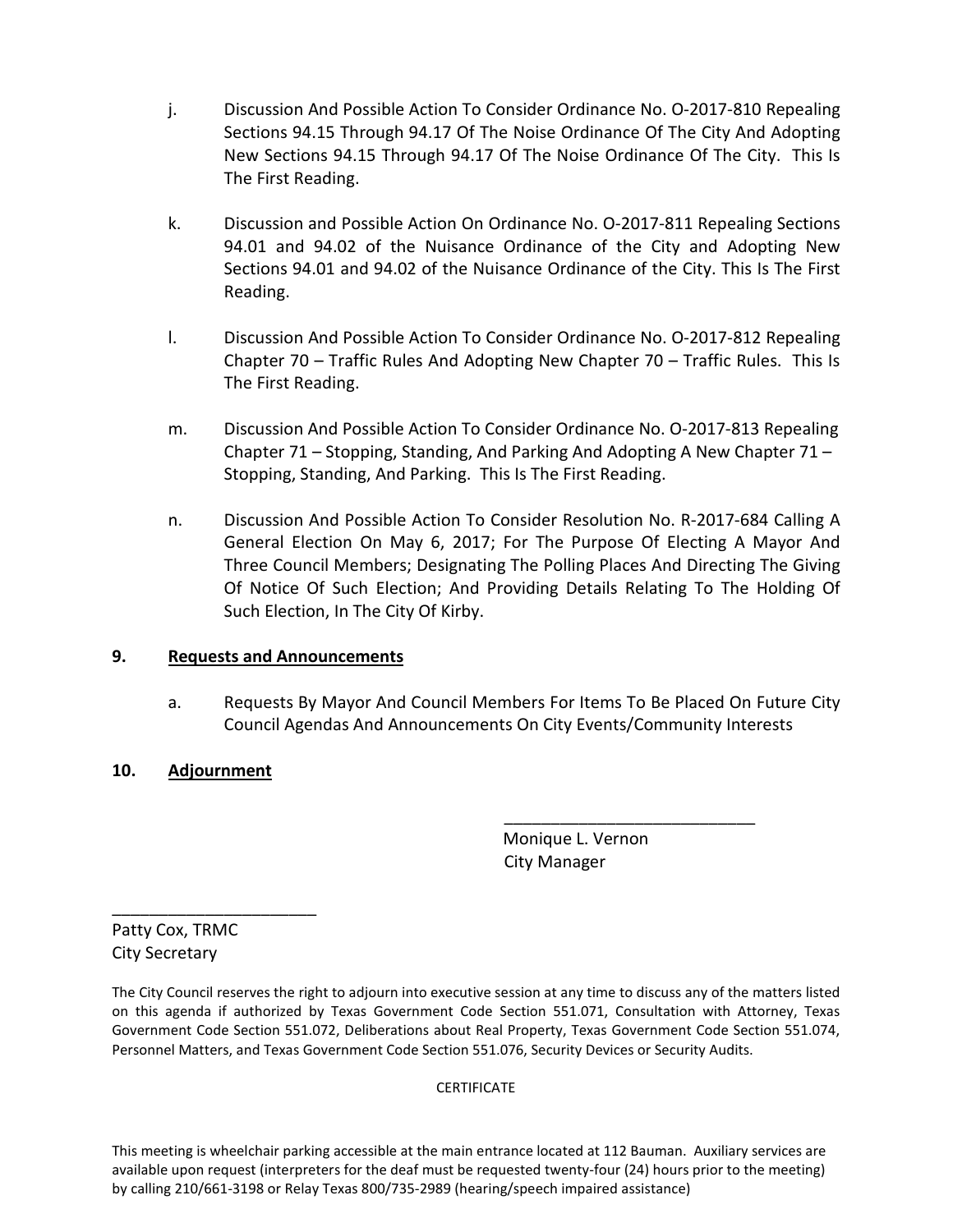j. Discussion And Possible Action To Consider Ordinance No. O-2017-810 Repealing Sections 94.15 Through 94.17 Of The Noise Ordinance Of The City And Adopting New Sections 94.15 Through 94.17 Of The Noise Ordinance Of The City. This Is The First Reading.

k. Discussion and Possible Action On Ordinance No. O-2017-811 Repealing Sections 94.01 and 94.02 of the Nuisance Ordinance of the City and Adopting New Sections 94.01 and 94.02 of the Nuisance Ordinance of the City. This Is The First Reading.

l. Discussion And Possible Action To Consider Ordinance No. O-2017-812 Repealing Chapter 70 – Traffic Rules And Adopting New Chapter 70 – Traffic Rules. This Is The First Reading.

m. Discussion And Possible Action To Consider Ordinance No. O-2017-813 Repealing Chapter 71 – Stopping, Standing, And Parking And Adopting A New Chapter 71 – Stopping, Standing, And Parking. This Is The First Reading.

n. Discussion And Possible Action To Consider Resolution No. R-2017-684 Calling A General Election On May 6, 2017; For The Purpose Of Electing A Mayor And Three Council Members; Designating The Polling Places And Directing The Giving Of Notice Of Such Election; And Providing Details Relating To The Holding Of Such Election, In The City Of Kirby.

**9. <u>Requests and Announcements</u>**

a. Requests By Mayor And Council Members For Items To Be Placed On Future City Council Agendas And Announcements On City Events/Community Interests

**10. <u>Adjournment</u>**

___________________________
Monique L. Vernon
City Manager

______________________
Patty Cox, TRMC
City Secretary

The City Council reserves the right to adjourn into executive session at any time to discuss any of the matters listed on this agenda if authorized by Texas Government Code Section 551.071, Consultation with Attorney, Texas Government Code Section 551.072, Deliberations about Real Property, Texas Government Code Section 551.074, Personnel Matters, and Texas Government Code Section 551.076, Security Devices or Security Audits.

CERTIFICATE

This meeting is wheelchair parking accessible at the main entrance located at 112 Bauman. Auxiliary services are available upon request (interpreters for the deaf must be requested twenty-four (24) hours prior to the meeting) by calling 210/661-3198 or Relay Texas 800/735-2989 (hearing/speech impaired assistance)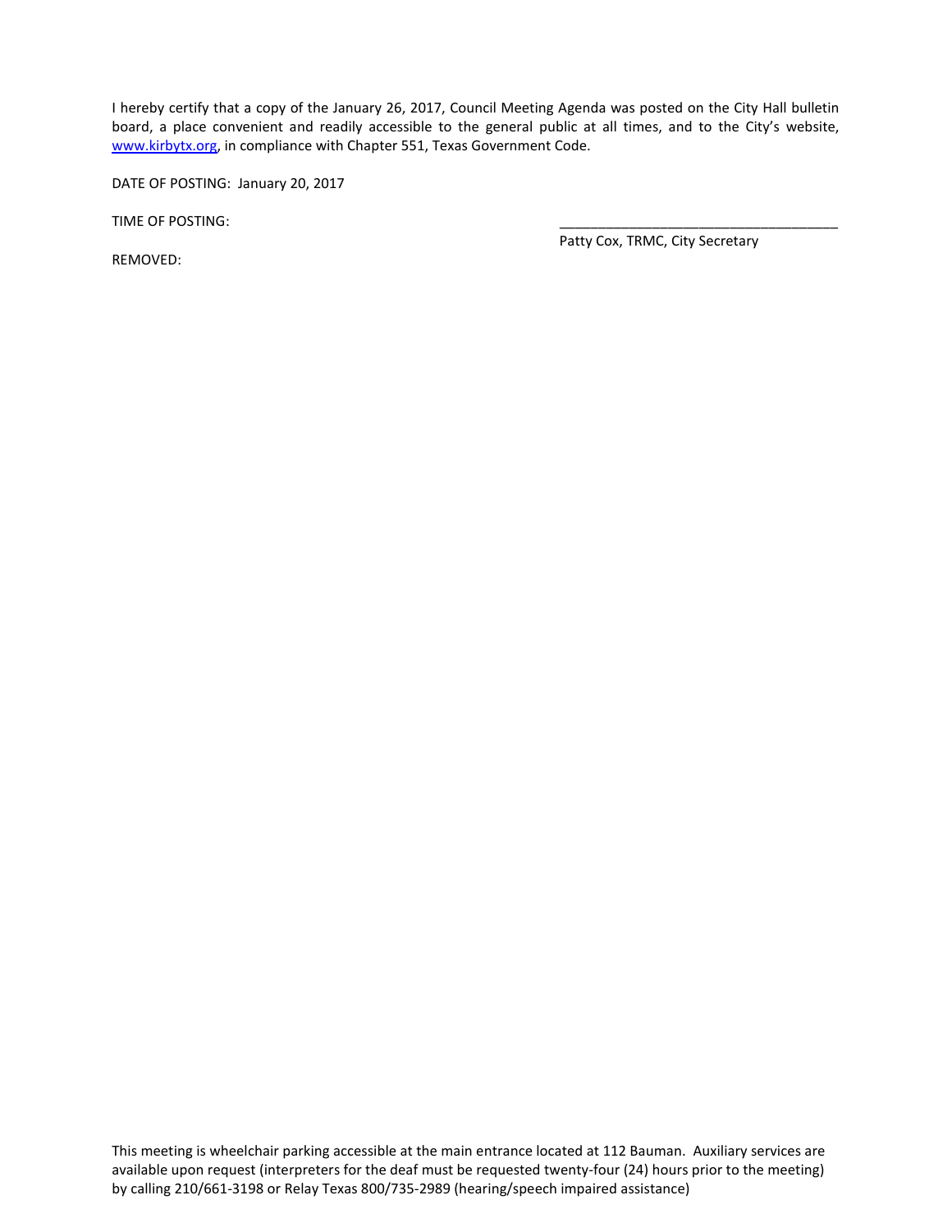I hereby certify that a copy of the January 26, 2017, Council Meeting Agenda was posted on the City Hall bulletin board, a place convenient and readily accessible to the general public at all times, and to the City's website, www.kirbytx.org, in compliance with Chapter 551, Texas Government Code.

DATE OF POSTING: January 20, 2017

TIME OF POSTING:

\_\_\_\_\_\_\_\_\_\_\_\_\_\_\_\_\_\_\_\_\_\_\_\_\_\_\_\_\_\_\_\_\_\_\_\_

Patty Cox, TRMC, City Secretary

REMOVED:

This meeting is wheelchair parking accessible at the main entrance located at 112 Bauman. Auxiliary services are available upon request (interpreters for the deaf must be requested twenty-four (24) hours prior to the meeting) by calling 210/661-3198 or Relay Texas 800/735-2989 (hearing/speech impaired assistance)